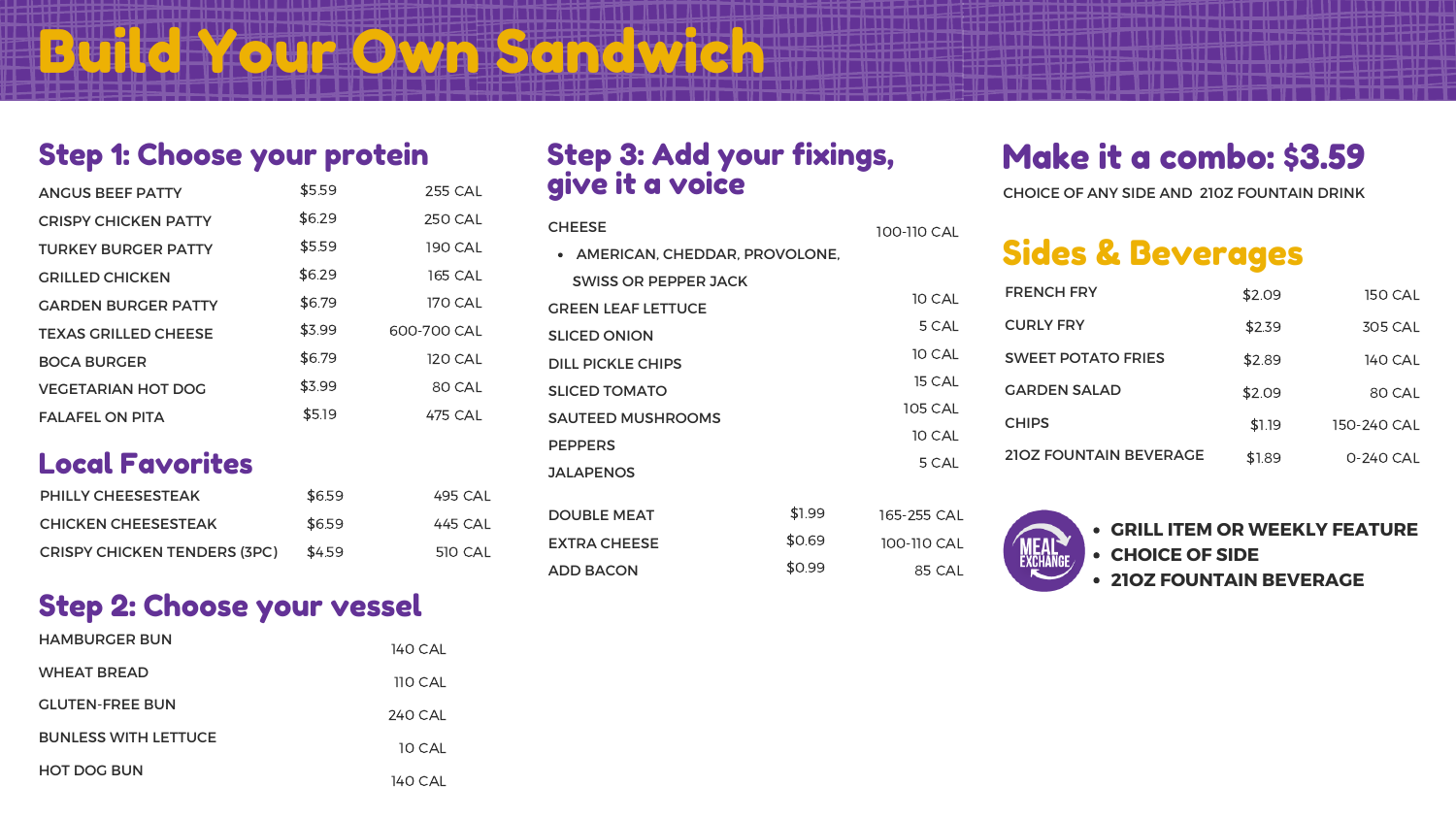# Build Your Own Sandwich

## Step 1: Choose your protein

| | | |
|---|---|---|
| ANGUS BEEF PATTY | $5.59 | 255 CAL |
| CRISPY CHICKEN PATTY | $6.29 | 250 CAL |
| TURKEY BURGER PATTY | $5.59 | 190 CAL |
| GRILLED CHICKEN | $6.29 | 165 CAL |
| GARDEN BURGER PATTY | $6.79 | 170 CAL |
| TEXAS GRILLED CHEESE | $3.99 | 600-700 CAL |
| BOCA BURGER | $6.79 | 120 CAL |
| VEGETARIAN HOT DOG | $3.99 | 80 CAL |
| FALAFEL ON PITA | $5.19 | 475 CAL |

## Local Favorites

| | | |
|---|---|---|
| PHILLY CHEESESTEAK | $6.59 | 495 CAL |
| CHICKEN CHEESESTEAK | $6.59 | 445 CAL |
| CRISPY CHICKEN TENDERS (3PC) | $4.59 | 510 CAL |

## Step 2: Choose your vessel

| | |
|---|---|
| HAMBURGER BUN | 140 CAL |
| WHEAT BREAD | 110 CAL |
| GLUTEN-FREE BUN | 240 CAL |
| BUNLESS WITH LETTUCE | 10 CAL |
| HOT DOG BUN | 140 CAL |

## Step 3: Add your fixings, give it a voice

CHEESE — 100-110 CAL
- AMERICAN, CHEDDAR, PROVOLONE, SWISS OR PEPPER JACK

| | |
|---|---|
| GREEN LEAF LETTUCE | 10 CAL |
| SLICED ONION | 5 CAL |
| DILL PICKLE CHIPS | 10 CAL |
| SLICED TOMATO | 15 CAL |
| SAUTEED MUSHROOMS | 105 CAL |
| PEPPERS | 10 CAL |
| JALAPENOS | 5 CAL |

| | | |
|---|---|---|
| DOUBLE MEAT | $1.99 | 165-255 CAL |
| EXTRA CHEESE | $0.69 | 100-110 CAL |
| ADD BACON | $0.99 | 85 CAL |

## Make it a combo: $3.59

CHOICE OF ANY SIDE AND 21OZ FOUNTAIN DRINK

## Sides & Beverages

| | | |
|---|---|---|
| FRENCH FRY | $2.09 | 150 CAL |
| CURLY FRY | $2.39 | 305 CAL |
| SWEET POTATO FRIES | $2.89 | 140 CAL |
| GARDEN SALAD | $2.09 | 80 CAL |
| CHIPS | $1.19 | 150-240 CAL |
| 21OZ FOUNTAIN BEVERAGE | $1.89 | 0-240 CAL |

MEAL EXCHANGE
- **GRILL ITEM OR WEEKLY FEATURE**
- **CHOICE OF SIDE**
- **21OZ FOUNTAIN BEVERAGE**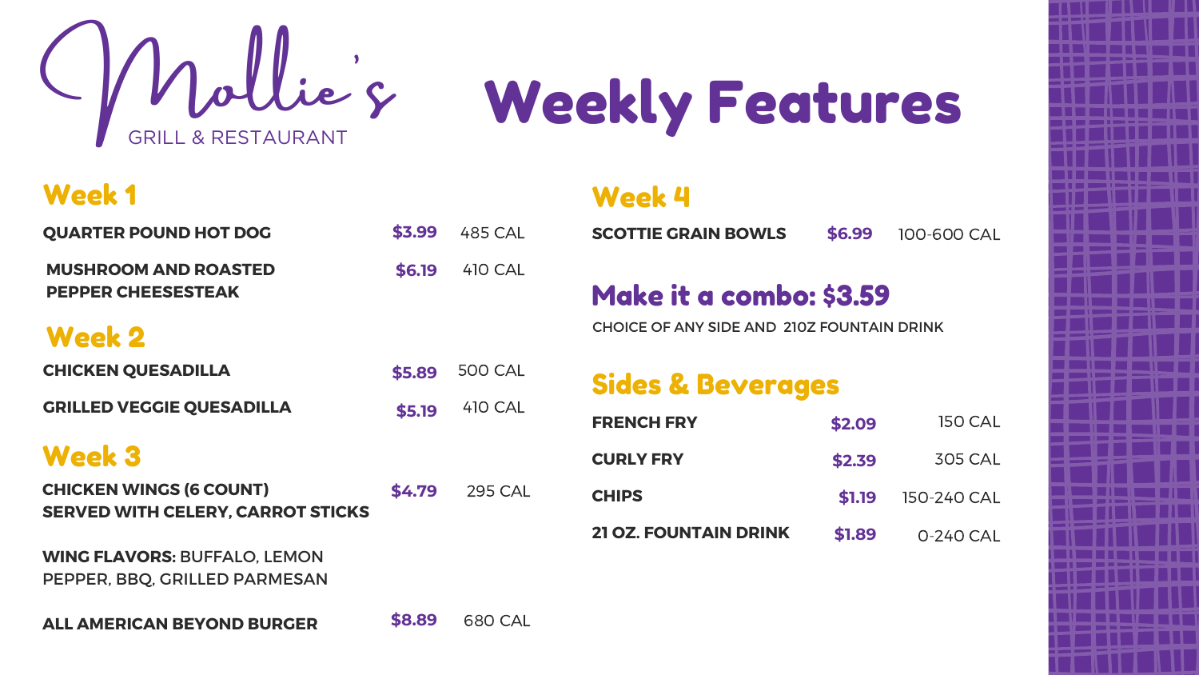# Mollie's

GRILL & RESTAURANT

# Weekly Features

## Week 1

| | | |
|---|---|---|
| **QUARTER POUND HOT DOG** | **$3.99** | 485 CAL |
| **MUSHROOM AND ROASTED PEPPER CHEESESTEAK** | **$6.19** | 410 CAL |

## Week 2

| | | |
|---|---|---|
| **CHICKEN QUESADILLA** | **$5.89** | 500 CAL |
| **GRILLED VEGGIE QUESADILLA** | **$5.19** | 410 CAL |

## Week 3

| | | |
|---|---|---|
| **CHICKEN WINGS (6 COUNT) SERVED WITH CELERY, CARROT STICKS** | **$4.79** | 295 CAL |

**WING FLAVORS:** BUFFALO, LEMON PEPPER, BBQ, GRILLED PARMESAN

| | | |
|---|---|---|
| **ALL AMERICAN BEYOND BURGER** | **$8.89** | 680 CAL |

## Week 4

| | | |
|---|---|---|
| **SCOTTIE GRAIN BOWLS** | **$6.99** | 100-600 CAL |

## Make it a combo: $3.59

CHOICE OF ANY SIDE AND 210Z FOUNTAIN DRINK

## Sides & Beverages

| | | |
|---|---|---|
| **FRENCH FRY** | **$2.09** | 150 CAL |
| **CURLY FRY** | **$2.39** | 305 CAL |
| **CHIPS** | **$1.19** | 150-240 CAL |
| **21 OZ. FOUNTAIN DRINK** | **$1.89** | 0-240 CAL |